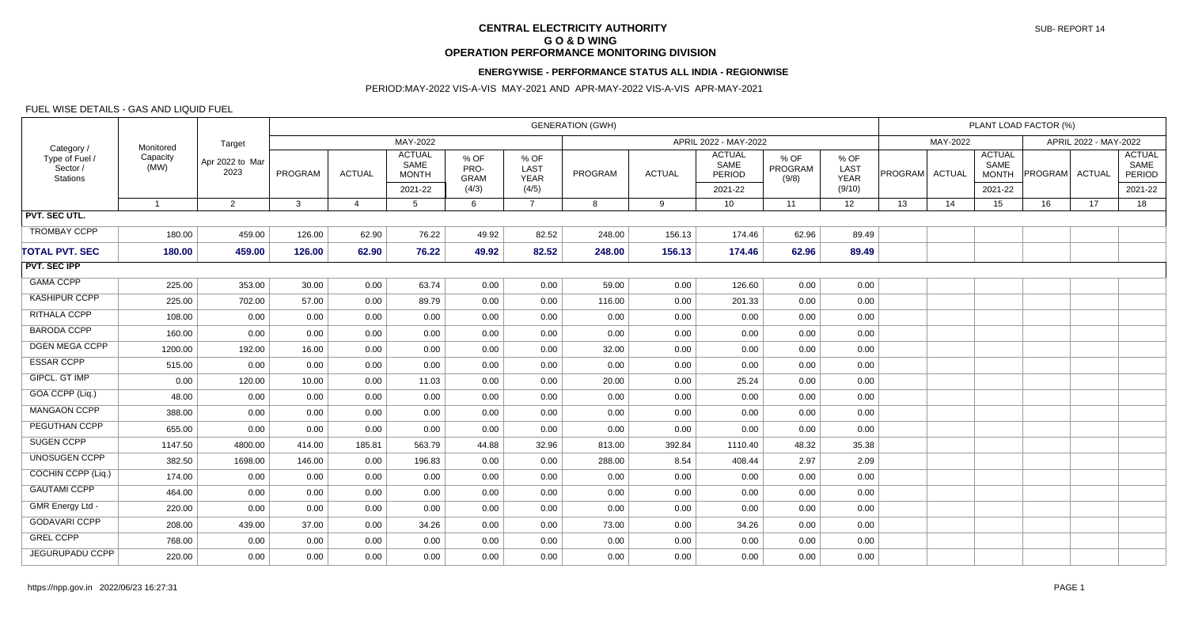# CENTRAL ELECTRICITY AUTHORITY
## G O & D WING
## OPERATION PERFORMANCE MONITORING DIVISION

SUB- REPORT 14

### ENERGYWISE - PERFORMANCE STATUS ALL INDIA - REGIONWISE

PERIOD:MAY-2022 VIS-A-VIS MAY-2021 AND APR-MAY-2022 VIS-A-VIS APR-MAY-2021

FUEL WISE DETAILS - GAS AND LIQUID FUEL

| Category / Type of Fuel / Sector / Stations | Monitored Capacity (MW) | Target Apr 2022 to Mar 2023 | GENERATION (GWH) MAY-2022 PROGRAM | | | | | GENERATION (GWH) APRIL 2022 - MAY-2022 PROGRAM | | | | | PLANT LOAD FACTOR (%) MAY-2022 PROGRAM | | | APRIL 2022 - MAY-2022 PROGRAM | | |
|---|---|---|---|---|---|---|---|---|---|---|---|---|---|---|---|---|---|---|
| | | | PROGRAM | ACTUAL | ACTUAL SAME MONTH 2021-22 | % OF PRO-GRAM (4/3) | % OF LAST YEAR (4/5) | PROGRAM | ACTUAL | ACTUAL SAME PERIOD 2021-22 | % OF PROGRAM (9/8) | % OF LAST YEAR (9/10) | PROGRAM | ACTUAL | ACTUAL SAME MONTH 2021-22 | PROGRAM | ACTUAL | ACTUAL SAME PERIOD 2021-22 |
| | 1 | 2 | 3 | 4 | 5 | 6 | 7 | 8 | 9 | 10 | 11 | 12 | 13 | 14 | 15 | 16 | 17 | 18 |
| **PVT. SEC UTL.** | | | | | | | | | | | | | | | | | | |
| TROMBAY CCPP | 180.00 | 459.00 | 126.00 | 62.90 | 76.22 | 49.92 | 82.52 | 248.00 | 156.13 | 174.46 | 62.96 | 89.49 | | | | | | |
| **TOTAL PVT. SEC** | **180.00** | **459.00** | **126.00** | **62.90** | **76.22** | **49.92** | **82.52** | **248.00** | **156.13** | **174.46** | **62.96** | **89.49** | | | | | | |
| **PVT. SEC IPP** | | | | | | | | | | | | | | | | | | |
| GAMA CCPP | 225.00 | 353.00 | 30.00 | 0.00 | 63.74 | 0.00 | 0.00 | 59.00 | 0.00 | 126.60 | 0.00 | 0.00 | | | | | | |
| KASHIPUR CCPP | 225.00 | 702.00 | 57.00 | 0.00 | 89.79 | 0.00 | 0.00 | 116.00 | 0.00 | 201.33 | 0.00 | 0.00 | | | | | | |
| RITHALA CCPP | 108.00 | 0.00 | 0.00 | 0.00 | 0.00 | 0.00 | 0.00 | 0.00 | 0.00 | 0.00 | 0.00 | 0.00 | | | | | | |
| BARODA CCPP | 160.00 | 0.00 | 0.00 | 0.00 | 0.00 | 0.00 | 0.00 | 0.00 | 0.00 | 0.00 | 0.00 | 0.00 | | | | | | |
| DGEN MEGA CCPP | 1200.00 | 192.00 | 16.00 | 0.00 | 0.00 | 0.00 | 0.00 | 32.00 | 0.00 | 0.00 | 0.00 | 0.00 | | | | | | |
| ESSAR CCPP | 515.00 | 0.00 | 0.00 | 0.00 | 0.00 | 0.00 | 0.00 | 0.00 | 0.00 | 0.00 | 0.00 | 0.00 | | | | | | |
| GIPCL. GT IMP | 0.00 | 120.00 | 10.00 | 0.00 | 11.03 | 0.00 | 0.00 | 20.00 | 0.00 | 25.24 | 0.00 | 0.00 | | | | | | |
| GOA CCPP (Liq.) | 48.00 | 0.00 | 0.00 | 0.00 | 0.00 | 0.00 | 0.00 | 0.00 | 0.00 | 0.00 | 0.00 | 0.00 | | | | | | |
| MANGAON CCPP | 388.00 | 0.00 | 0.00 | 0.00 | 0.00 | 0.00 | 0.00 | 0.00 | 0.00 | 0.00 | 0.00 | 0.00 | | | | | | |
| PEGUTHAN CCPP | 655.00 | 0.00 | 0.00 | 0.00 | 0.00 | 0.00 | 0.00 | 0.00 | 0.00 | 0.00 | 0.00 | 0.00 | | | | | | |
| SUGEN CCPP | 1147.50 | 4800.00 | 414.00 | 185.81 | 563.79 | 44.88 | 32.96 | 813.00 | 392.84 | 1110.40 | 48.32 | 35.38 | | | | | | |
| UNOSUGEN CCPP | 382.50 | 1698.00 | 146.00 | 0.00 | 196.83 | 0.00 | 0.00 | 288.00 | 8.54 | 408.44 | 2.97 | 2.09 | | | | | | |
| COCHIN CCPP (Liq.) | 174.00 | 0.00 | 0.00 | 0.00 | 0.00 | 0.00 | 0.00 | 0.00 | 0.00 | 0.00 | 0.00 | 0.00 | | | | | | |
| GAUTAMI CCPP | 464.00 | 0.00 | 0.00 | 0.00 | 0.00 | 0.00 | 0.00 | 0.00 | 0.00 | 0.00 | 0.00 | 0.00 | | | | | | |
| GMR Energy Ltd - | 220.00 | 0.00 | 0.00 | 0.00 | 0.00 | 0.00 | 0.00 | 0.00 | 0.00 | 0.00 | 0.00 | 0.00 | | | | | | |
| GODAVARI CCPP | 208.00 | 439.00 | 37.00 | 0.00 | 34.26 | 0.00 | 0.00 | 73.00 | 0.00 | 34.26 | 0.00 | 0.00 | | | | | | |
| GREL CCPP | 768.00 | 0.00 | 0.00 | 0.00 | 0.00 | 0.00 | 0.00 | 0.00 | 0.00 | 0.00 | 0.00 | 0.00 | | | | | | |
| JEGURUPADU CCPP | 220.00 | 0.00 | 0.00 | 0.00 | 0.00 | 0.00 | 0.00 | 0.00 | 0.00 | 0.00 | 0.00 | 0.00 | | | | | | |

https://npp.gov.in 2022/06/23 16:27:31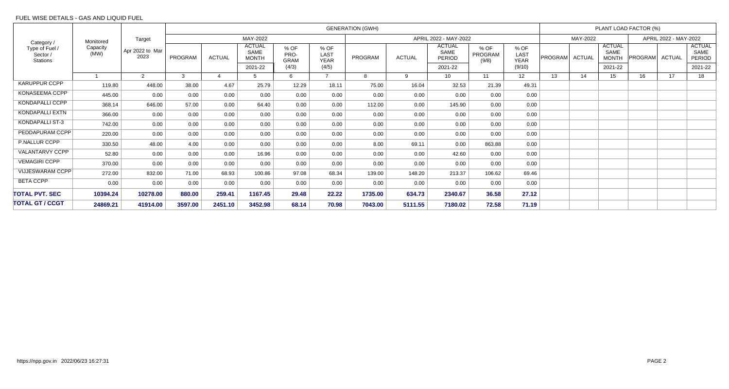FUEL WISE DETAILS - GAS AND LIQUID FUEL

| Category / Type of Fuel / Sector / Stations | Monitored Capacity (MW) | Target Apr 2022 to Mar 2023 | GENERATION (GWH) | | | | | | | | | | PLANT LOAD FACTOR (%) | | | | | |
|---|---|---|---|---|---|---|---|---|---|---|---|---|---|---|---|---|---|---|
| | | | MAY-2022 | | | | | APRIL 2022 - MAY-2022 | | | | | MAY-2022 | | | APRIL 2022 - MAY-2022 | | |
| | | | PROGRAM | ACTUAL | ACTUAL SAME MONTH 2021-22 | % OF PRO-GRAM (4/3) | % OF LAST YEAR (4/5) | PROGRAM | ACTUAL | ACTUAL SAME PERIOD 2021-22 | % OF PROGRAM (9/8) | % OF LAST YEAR (9/10) | PROGRAM | ACTUAL | ACTUAL SAME MONTH 2021-22 | PROGRAM | ACTUAL | ACTUAL SAME PERIOD 2021-22 |
| | 1 | 2 | 3 | 4 | 5 | 6 | 7 | 8 | 9 | 10 | 11 | 12 | 13 | 14 | 15 | 16 | 17 | 18 |
| KARUPPUR CCPP | 119.80 | 448.00 | 38.00 | 4.67 | 25.79 | 12.29 | 18.11 | 75.00 | 16.04 | 32.53 | 21.39 | 49.31 | | | | | | |
| KONASEEMA CCPP | 445.00 | 0.00 | 0.00 | 0.00 | 0.00 | 0.00 | 0.00 | 0.00 | 0.00 | 0.00 | 0.00 | 0.00 | | | | | | |
| KONDAPALLI CCPP | 368.14 | 646.00 | 57.00 | 0.00 | 64.40 | 0.00 | 0.00 | 112.00 | 0.00 | 145.90 | 0.00 | 0.00 | | | | | | |
| KONDAPALLI EXTN | 366.00 | 0.00 | 0.00 | 0.00 | 0.00 | 0.00 | 0.00 | 0.00 | 0.00 | 0.00 | 0.00 | 0.00 | | | | | | |
| KONDAPALLI ST-3 | 742.00 | 0.00 | 0.00 | 0.00 | 0.00 | 0.00 | 0.00 | 0.00 | 0.00 | 0.00 | 0.00 | 0.00 | | | | | | |
| PEDDAPURAM CCPP | 220.00 | 0.00 | 0.00 | 0.00 | 0.00 | 0.00 | 0.00 | 0.00 | 0.00 | 0.00 | 0.00 | 0.00 | | | | | | |
| P.NALLUR CCPP | 330.50 | 48.00 | 4.00 | 0.00 | 0.00 | 0.00 | 0.00 | 8.00 | 69.11 | 0.00 | 863.88 | 0.00 | | | | | | |
| VALANTARVY CCPP | 52.80 | 0.00 | 0.00 | 0.00 | 16.96 | 0.00 | 0.00 | 0.00 | 0.00 | 42.60 | 0.00 | 0.00 | | | | | | |
| VEMAGIRI CCPP | 370.00 | 0.00 | 0.00 | 0.00 | 0.00 | 0.00 | 0.00 | 0.00 | 0.00 | 0.00 | 0.00 | 0.00 | | | | | | |
| VIJJESWARAM CCPP | 272.00 | 832.00 | 71.00 | 68.93 | 100.86 | 97.08 | 68.34 | 139.00 | 148.20 | 213.37 | 106.62 | 69.46 | | | | | | |
| BETA CCPP | 0.00 | 0.00 | 0.00 | 0.00 | 0.00 | 0.00 | 0.00 | 0.00 | 0.00 | 0.00 | 0.00 | 0.00 | | | | | | |
| **TOTAL PVT. SEC** | **10394.24** | **10278.00** | **880.00** | **259.41** | **1167.45** | **29.48** | **22.22** | **1735.00** | **634.73** | **2340.67** | **36.58** | **27.12** | | | | | | |
| **TOTAL GT / CCGT** | **24869.21** | **41914.00** | **3597.00** | **2451.10** | **3452.98** | **68.14** | **70.98** | **7043.00** | **5111.55** | **7180.02** | **72.58** | **71.19** | | | | | | |